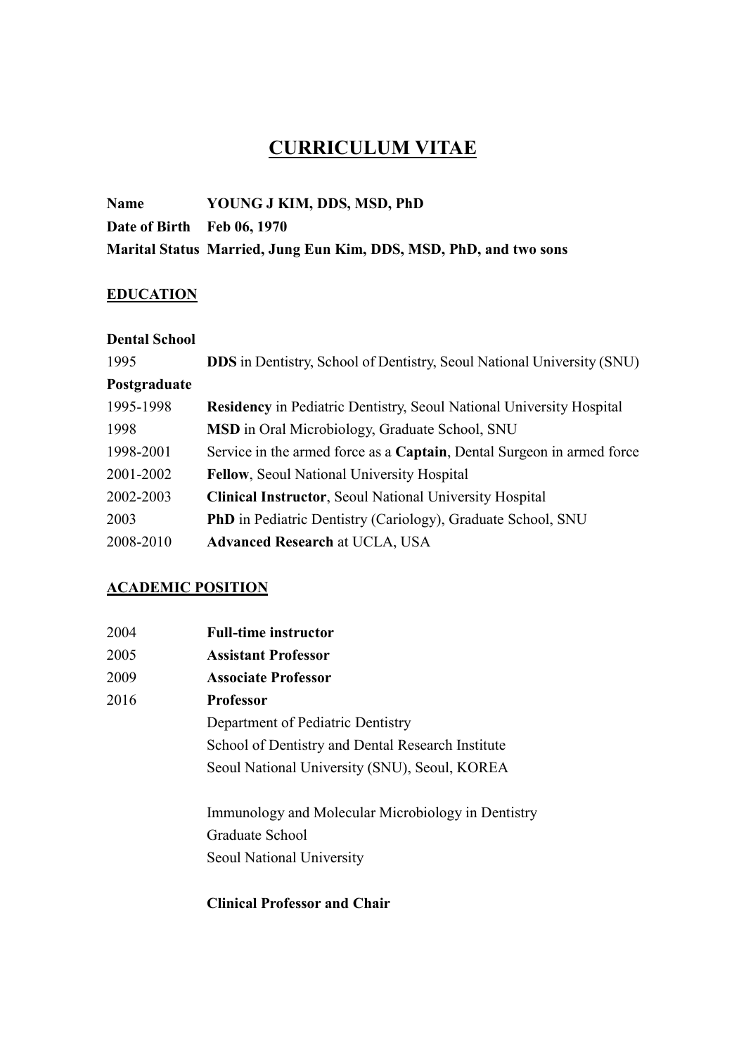# CURRICULUM VITAE

**Name** **YOUNG J KIM, DDS, MSD, PhD**
**Date of Birth** **Feb 06, 1970**
**Marital Status** **Married, Jung Eun Kim, DDS, MSD, PhD, and two sons**

## EDUCATION

**Dental School**

| | |
|---|---|
| 1995 | **DDS** in Dentistry, School of Dentistry, Seoul National University (SNU) |

**Postgraduate**

| | |
|---|---|
| 1995-1998 | **Residency** in Pediatric Dentistry, Seoul National University Hospital |
| 1998 | **MSD** in Oral Microbiology, Graduate School, SNU |
| 1998-2001 | Service in the armed force as a **Captain**, Dental Surgeon in armed force |
| 2001-2002 | **Fellow**, Seoul National University Hospital |
| 2002-2003 | **Clinical Instructor**, Seoul National University Hospital |
| 2003 | **PhD** in Pediatric Dentistry (Cariology), Graduate School, SNU |
| 2008-2010 | **Advanced Research** at UCLA, USA |

## ACADEMIC POSITION

| | |
|---|---|
| 2004 | **Full-time instructor** |
| 2005 | **Assistant Professor** |
| 2009 | **Associate Professor** |
| 2016 | **Professor** |

Department of Pediatric Dentistry
School of Dentistry and Dental Research Institute
Seoul National University (SNU), Seoul, KOREA

Immunology and Molecular Microbiology in Dentistry
Graduate School
Seoul National University

**Clinical Professor and Chair**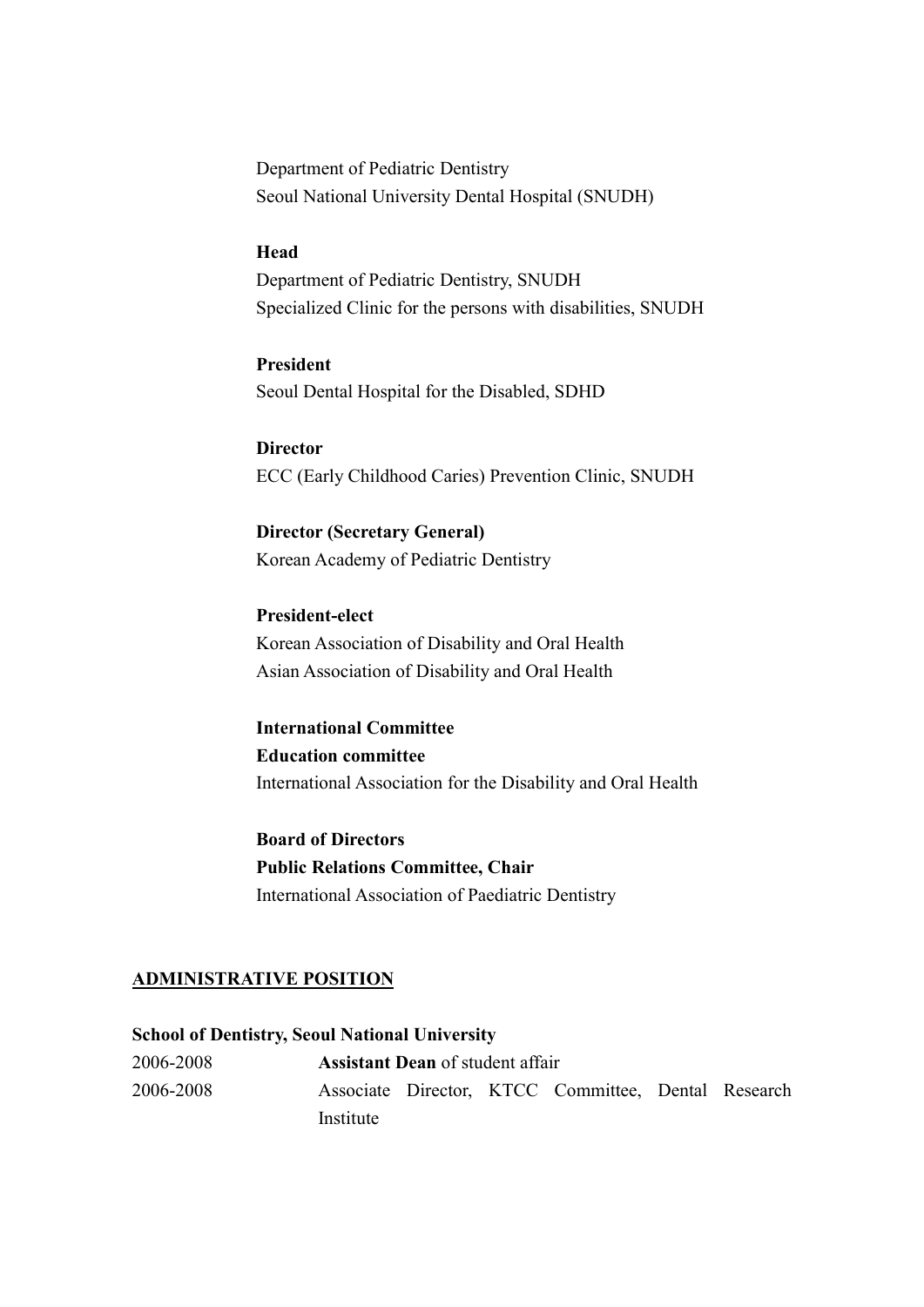Department of Pediatric Dentistry
Seoul National University Dental Hospital (SNUDH)

**Head**
Department of Pediatric Dentistry, SNUDH
Specialized Clinic for the persons with disabilities, SNUDH

**President**
Seoul Dental Hospital for the Disabled, SDHD

**Director**
ECC (Early Childhood Caries) Prevention Clinic, SNUDH

**Director (Secretary General)**
Korean Academy of Pediatric Dentistry

**President-elect**
Korean Association of Disability and Oral Health
Asian Association of Disability and Oral Health

**International Committee**
**Education committee**
International Association for the Disability and Oral Health

**Board of Directors**
**Public Relations Committee, Chair**
International Association of Paediatric Dentistry

## ADMINISTRATIVE POSITION

**School of Dentistry, Seoul National University**

| | |
|---|---|
| 2006-2008 | **Assistant Dean** of student affair |
| 2006-2008 | Associate Director, KTCC Committee, Dental Research Institute |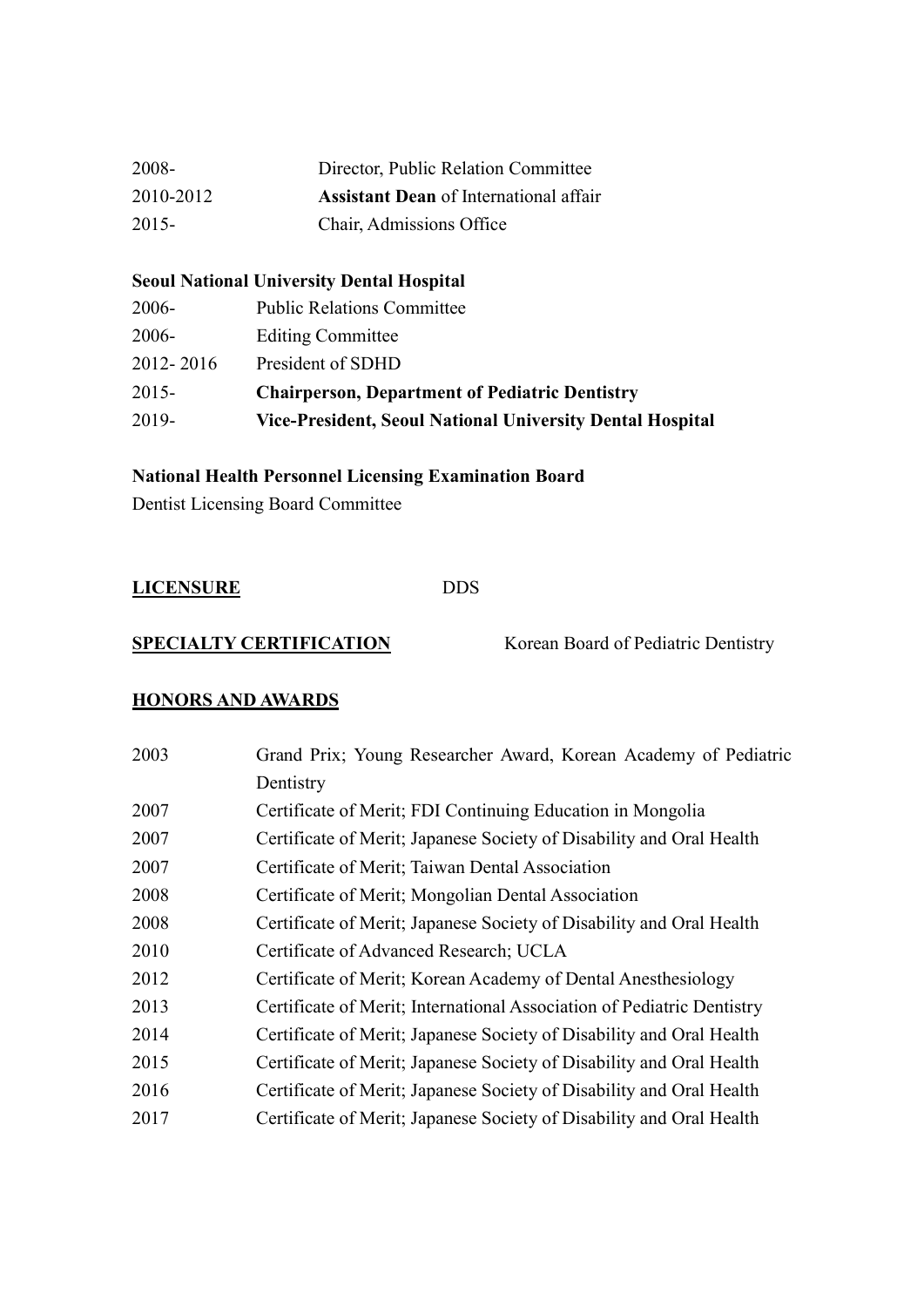2008- Director, Public Relation Committee
2010-2012 **Assistant Dean** of International affair
2015- Chair, Admissions Office

**Seoul National University Dental Hospital**

2006- Public Relations Committee
2006- Editing Committee
2012- 2016 President of SDHD
2015- **Chairperson, Department of Pediatric Dentistry**
2019- **Vice-President, Seoul National University Dental Hospital**

**National Health Personnel Licensing Examination Board**

Dentist Licensing Board Committee

**LICENSURE** DDS

**SPECIALTY CERTIFICATION** Korean Board of Pediatric Dentistry

**HONORS AND AWARDS**

2003 Grand Prix; Young Researcher Award, Korean Academy of Pediatric Dentistry
2007 Certificate of Merit; FDI Continuing Education in Mongolia
2007 Certificate of Merit; Japanese Society of Disability and Oral Health
2007 Certificate of Merit; Taiwan Dental Association
2008 Certificate of Merit; Mongolian Dental Association
2008 Certificate of Merit; Japanese Society of Disability and Oral Health
2010 Certificate of Advanced Research; UCLA
2012 Certificate of Merit; Korean Academy of Dental Anesthesiology
2013 Certificate of Merit; International Association of Pediatric Dentistry
2014 Certificate of Merit; Japanese Society of Disability and Oral Health
2015 Certificate of Merit; Japanese Society of Disability and Oral Health
2016 Certificate of Merit; Japanese Society of Disability and Oral Health
2017 Certificate of Merit; Japanese Society of Disability and Oral Health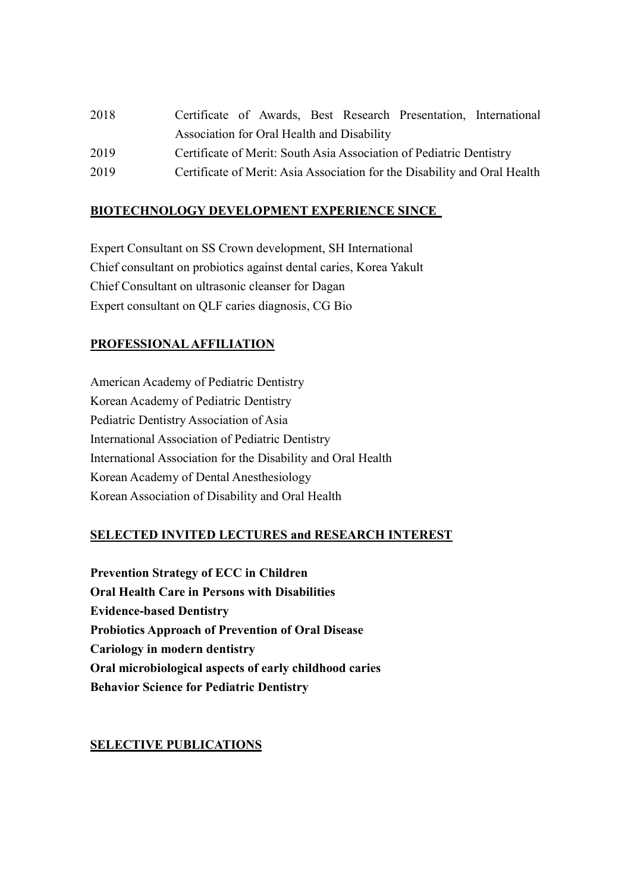| | |
|---|---|
| 2018 | Certificate of Awards, Best Research Presentation, International Association for Oral Health and Disability |
| 2019 | Certificate of Merit: South Asia Association of Pediatric Dentistry |
| 2019 | Certificate of Merit: Asia Association for the Disability and Oral Health |

## BIOTECHNOLOGY DEVELOPMENT EXPERIENCE SINCE

Expert Consultant on SS Crown development, SH International
Chief consultant on probiotics against dental caries, Korea Yakult
Chief Consultant on ultrasonic cleanser for Dagan
Expert consultant on QLF caries diagnosis, CG Bio

## PROFESSIONAL AFFILIATION

American Academy of Pediatric Dentistry
Korean Academy of Pediatric Dentistry
Pediatric Dentistry Association of Asia
International Association of Pediatric Dentistry
International Association for the Disability and Oral Health
Korean Academy of Dental Anesthesiology
Korean Association of Disability and Oral Health

## SELECTED INVITED LECTURES and RESEARCH INTEREST

**Prevention Strategy of ECC in Children**
**Oral Health Care in Persons with Disabilities**
**Evidence-based Dentistry**
**Probiotics Approach of Prevention of Oral Disease**
**Cariology in modern dentistry**
**Oral microbiological aspects of early childhood caries**
**Behavior Science for Pediatric Dentistry**

## SELECTIVE PUBLICATIONS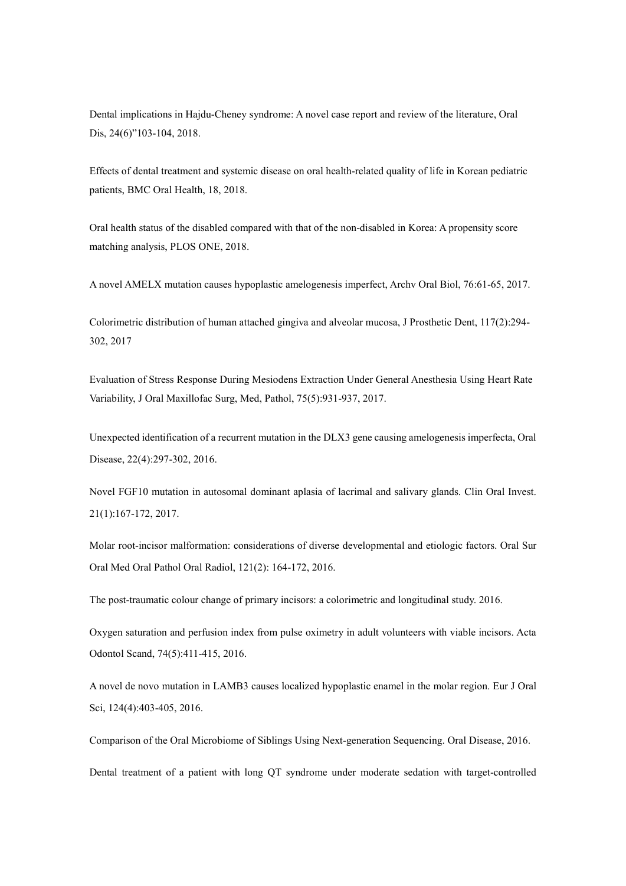Dental implications in Hajdu-Cheney syndrome: A novel case report and review of the literature, Oral Dis, 24(6)"103-104, 2018.

Effects of dental treatment and systemic disease on oral health-related quality of life in Korean pediatric patients, BMC Oral Health, 18, 2018.

Oral health status of the disabled compared with that of the non-disabled in Korea: A propensity score matching analysis, PLOS ONE, 2018.

A novel AMELX mutation causes hypoplastic amelogenesis imperfect, Archv Oral Biol, 76:61-65, 2017.

Colorimetric distribution of human attached gingiva and alveolar mucosa, J Prosthetic Dent, 117(2):294-302, 2017

Evaluation of Stress Response During Mesiodens Extraction Under General Anesthesia Using Heart Rate Variability, J Oral Maxillofac Surg, Med, Pathol, 75(5):931-937, 2017.

Unexpected identification of a recurrent mutation in the DLX3 gene causing amelogenesis imperfecta, Oral Disease, 22(4):297-302, 2016.

Novel FGF10 mutation in autosomal dominant aplasia of lacrimal and salivary glands. Clin Oral Invest. 21(1):167-172, 2017.

Molar root-incisor malformation: considerations of diverse developmental and etiologic factors. Oral Sur Oral Med Oral Pathol Oral Radiol, 121(2): 164-172, 2016.

The post-traumatic colour change of primary incisors: a colorimetric and longitudinal study. 2016.

Oxygen saturation and perfusion index from pulse oximetry in adult volunteers with viable incisors. Acta Odontol Scand, 74(5):411-415, 2016.

A novel de novo mutation in LAMB3 causes localized hypoplastic enamel in the molar region. Eur J Oral Sci, 124(4):403-405, 2016.

Comparison of the Oral Microbiome of Siblings Using Next-generation Sequencing. Oral Disease, 2016.

Dental treatment of a patient with long QT syndrome under moderate sedation with target-controlled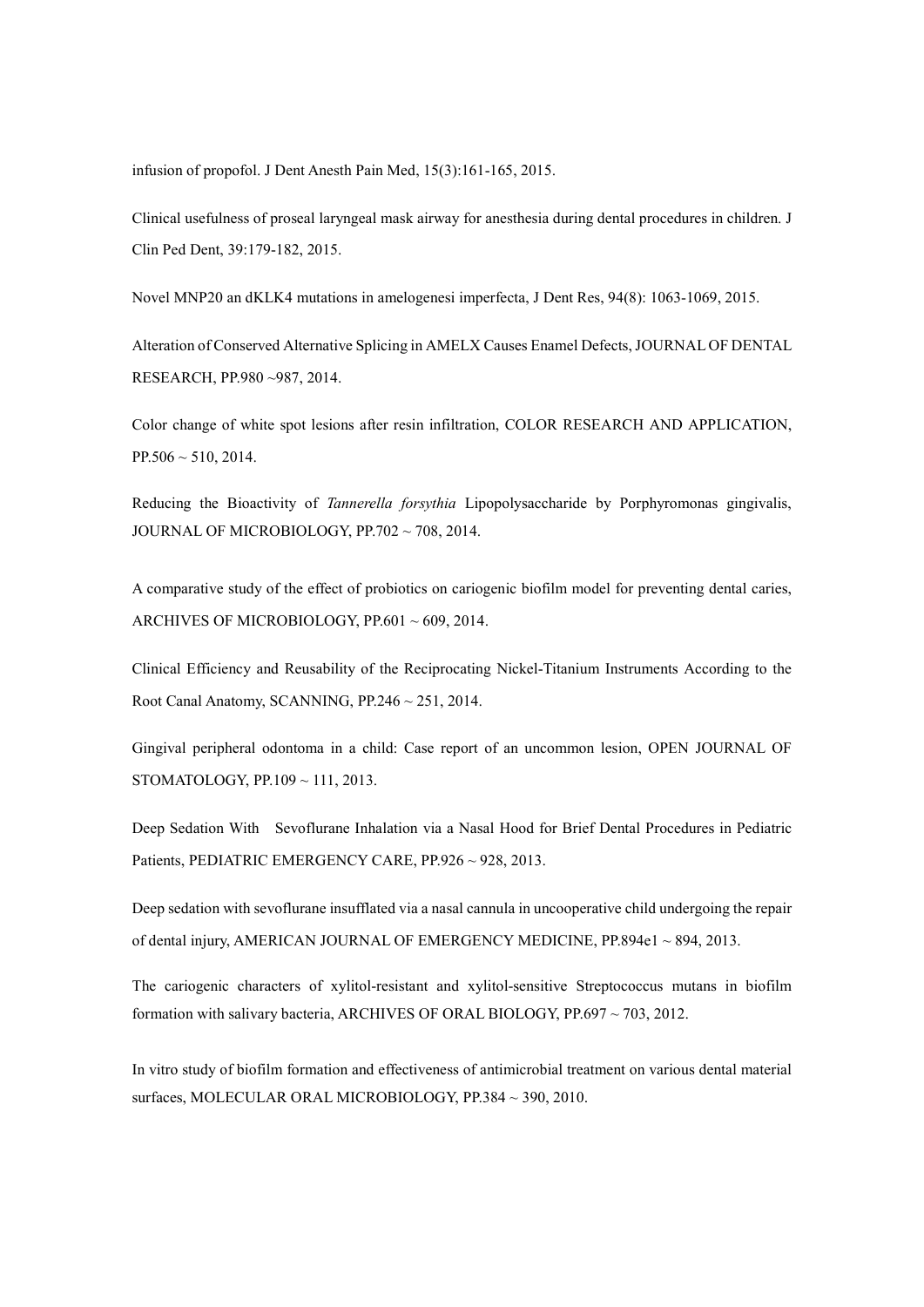infusion of propofol. J Dent Anesth Pain Med, 15(3):161-165, 2015.

Clinical usefulness of proseal laryngeal mask airway for anesthesia during dental procedures in children. J Clin Ped Dent, 39:179-182, 2015.

Novel MNP20 an dKLK4 mutations in amelogenesi imperfecta, J Dent Res, 94(8): 1063-1069, 2015.

Alteration of Conserved Alternative Splicing in AMELX Causes Enamel Defects, JOURNAL OF DENTAL RESEARCH, PP.980 ~987, 2014.

Color change of white spot lesions after resin infiltration, COLOR RESEARCH AND APPLICATION, PP.506 ~ 510, 2014.

Reducing the Bioactivity of *Tannerella forsythia* Lipopolysaccharide by Porphyromonas gingivalis, JOURNAL OF MICROBIOLOGY, PP.702 ~ 708, 2014.

A comparative study of the effect of probiotics on cariogenic biofilm model for preventing dental caries, ARCHIVES OF MICROBIOLOGY, PP.601 ~ 609, 2014.

Clinical Efficiency and Reusability of the Reciprocating Nickel-Titanium Instruments According to the Root Canal Anatomy, SCANNING, PP.246 ~ 251, 2014.

Gingival peripheral odontoma in a child: Case report of an uncommon lesion, OPEN JOURNAL OF STOMATOLOGY, PP.109 ~ 111, 2013.

Deep Sedation With Sevoflurane Inhalation via a Nasal Hood for Brief Dental Procedures in Pediatric Patients, PEDIATRIC EMERGENCY CARE, PP.926 ~ 928, 2013.

Deep sedation with sevoflurane insufflated via a nasal cannula in uncooperative child undergoing the repair of dental injury, AMERICAN JOURNAL OF EMERGENCY MEDICINE, PP.894e1 ~ 894, 2013.

The cariogenic characters of xylitol-resistant and xylitol-sensitive Streptococcus mutans in biofilm formation with salivary bacteria, ARCHIVES OF ORAL BIOLOGY, PP.697 ~ 703, 2012.

In vitro study of biofilm formation and effectiveness of antimicrobial treatment on various dental material surfaces, MOLECULAR ORAL MICROBIOLOGY, PP.384 ~ 390, 2010.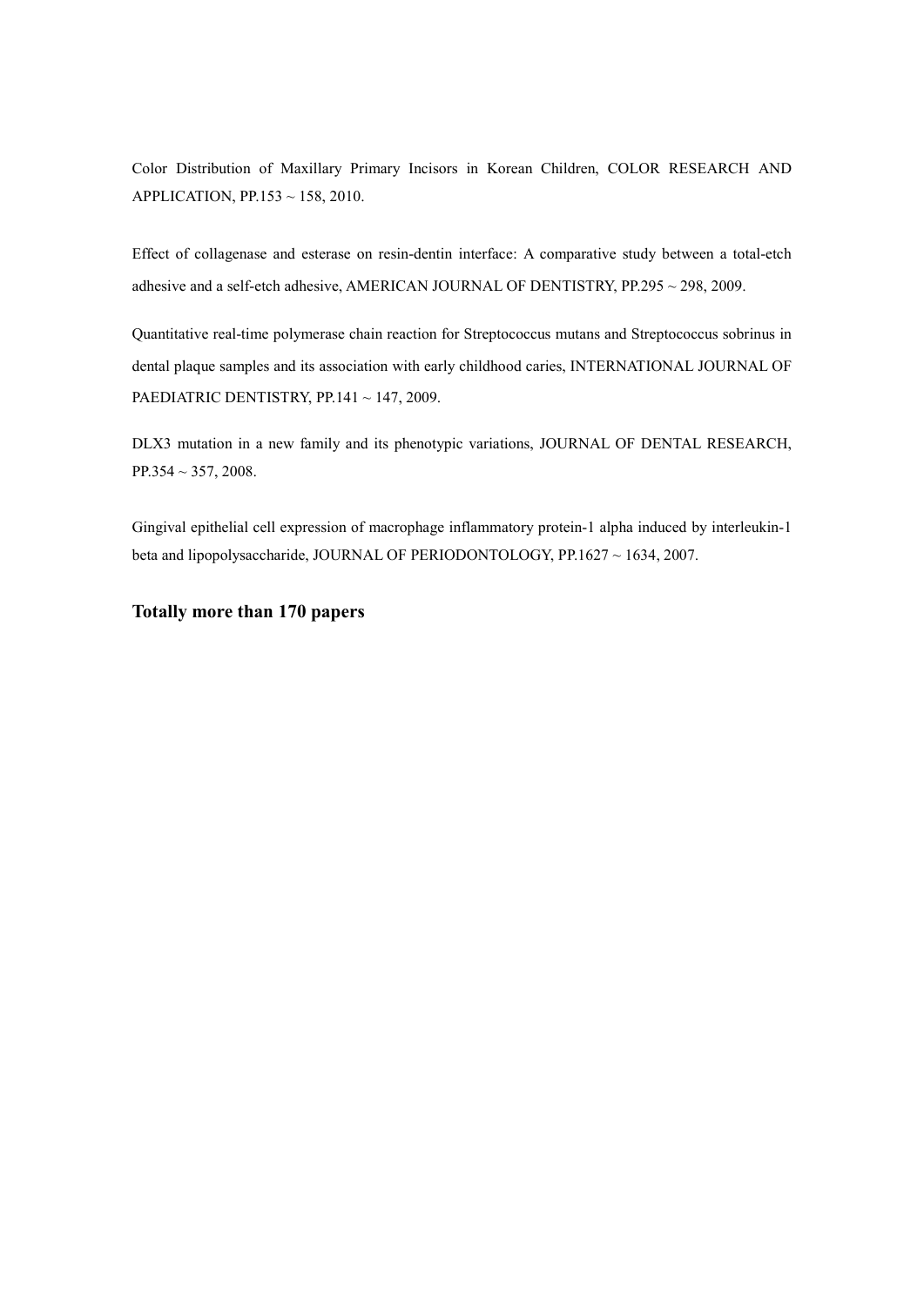Color Distribution of Maxillary Primary Incisors in Korean Children, COLOR RESEARCH AND APPLICATION, PP.153 ~ 158, 2010.

Effect of collagenase and esterase on resin-dentin interface: A comparative study between a total-etch adhesive and a self-etch adhesive, AMERICAN JOURNAL OF DENTISTRY, PP.295 ~ 298, 2009.

Quantitative real-time polymerase chain reaction for Streptococcus mutans and Streptococcus sobrinus in dental plaque samples and its association with early childhood caries, INTERNATIONAL JOURNAL OF PAEDIATRIC DENTISTRY, PP.141 ~ 147, 2009.

DLX3 mutation in a new family and its phenotypic variations, JOURNAL OF DENTAL RESEARCH, PP.354 ~ 357, 2008.

Gingival epithelial cell expression of macrophage inflammatory protein-1 alpha induced by interleukin-1 beta and lipopolysaccharide, JOURNAL OF PERIODONTOLOGY, PP.1627 ~ 1634, 2007.

**Totally more than 170 papers**